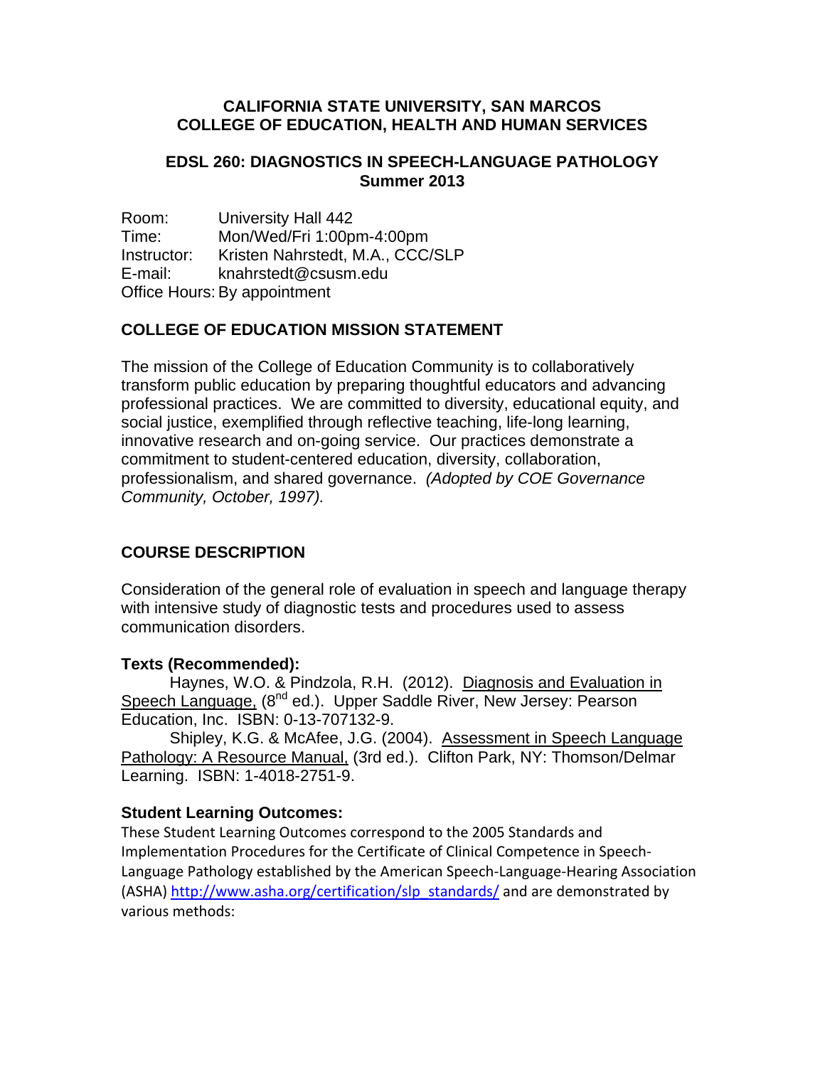**CALIFORNIA STATE UNIVERSITY, SAN MARCOS**
**COLLEGE OF EDUCATION, HEALTH AND HUMAN SERVICES**

**EDSL 260: DIAGNOSTICS IN SPEECH-LANGUAGE PATHOLOGY**
**Summer 2013**

Room: University Hall 442
Time: Mon/Wed/Fri 1:00pm-4:00pm
Instructor: Kristen Nahrstedt, M.A., CCC/SLP
E-mail: knahrstedt@csusm.edu
Office Hours: By appointment

## COLLEGE OF EDUCATION MISSION STATEMENT

The mission of the College of Education Community is to collaboratively transform public education by preparing thoughtful educators and advancing professional practices. We are committed to diversity, educational equity, and social justice, exemplified through reflective teaching, life-long learning, innovative research and on-going service. Our practices demonstrate a commitment to student-centered education, diversity, collaboration, professionalism, and shared governance. *(Adopted by COE Governance Community, October, 1997).*

## COURSE DESCRIPTION

Consideration of the general role of evaluation in speech and language therapy with intensive study of diagnostic tests and procedures used to assess communication disorders.

### Texts (Recommended):

Haynes, W.O. & Pindzola, R.H. (2012). Diagnosis and Evaluation in Speech Language, (8th ed.). Upper Saddle River, New Jersey: Pearson Education, Inc. ISBN: 0-13-707132-9.

Shipley, K.G. & McAfee, J.G. (2004). Assessment in Speech Language Pathology: A Resource Manual, (3rd ed.). Clifton Park, NY: Thomson/Delmar Learning. ISBN: 1-4018-2751-9.

### Student Learning Outcomes:

These Student Learning Outcomes correspond to the 2005 Standards and Implementation Procedures for the Certificate of Clinical Competence in Speech-Language Pathology established by the American Speech-Language-Hearing Association (ASHA) http://www.asha.org/certification/slp_standards/ and are demonstrated by various methods: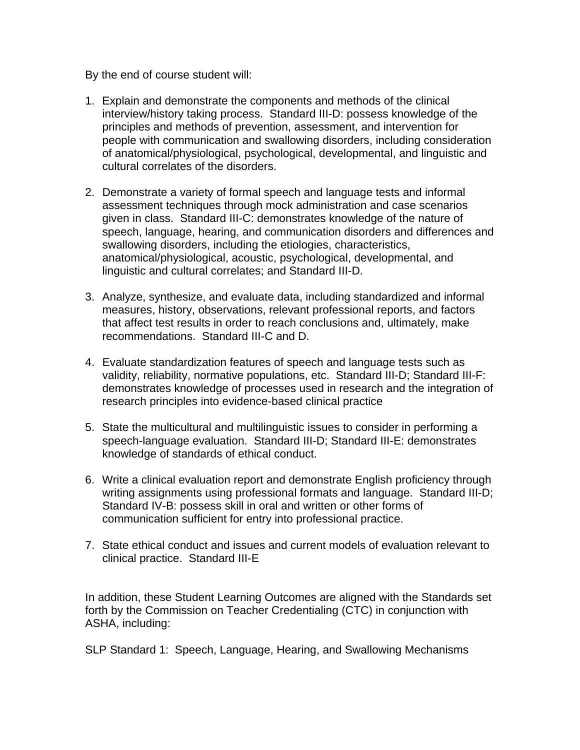By the end of course student will:

1. Explain and demonstrate the components and methods of the clinical interview/history taking process. Standard III-D: possess knowledge of the principles and methods of prevention, assessment, and intervention for people with communication and swallowing disorders, including consideration of anatomical/physiological, psychological, developmental, and linguistic and cultural correlates of the disorders.

2. Demonstrate a variety of formal speech and language tests and informal assessment techniques through mock administration and case scenarios given in class. Standard III-C: demonstrates knowledge of the nature of speech, language, hearing, and communication disorders and differences and swallowing disorders, including the etiologies, characteristics, anatomical/physiological, acoustic, psychological, developmental, and linguistic and cultural correlates; and Standard III-D.

3. Analyze, synthesize, and evaluate data, including standardized and informal measures, history, observations, relevant professional reports, and factors that affect test results in order to reach conclusions and, ultimately, make recommendations. Standard III-C and D.

4. Evaluate standardization features of speech and language tests such as validity, reliability, normative populations, etc. Standard III-D; Standard III-F: demonstrates knowledge of processes used in research and the integration of research principles into evidence-based clinical practice

5. State the multicultural and multilinguistic issues to consider in performing a speech-language evaluation. Standard III-D; Standard III-E: demonstrates knowledge of standards of ethical conduct.

6. Write a clinical evaluation report and demonstrate English proficiency through writing assignments using professional formats and language. Standard III-D; Standard IV-B: possess skill in oral and written or other forms of communication sufficient for entry into professional practice.

7. State ethical conduct and issues and current models of evaluation relevant to clinical practice. Standard III-E

In addition, these Student Learning Outcomes are aligned with the Standards set forth by the Commission on Teacher Credentialing (CTC) in conjunction with ASHA, including:

SLP Standard 1: Speech, Language, Hearing, and Swallowing Mechanisms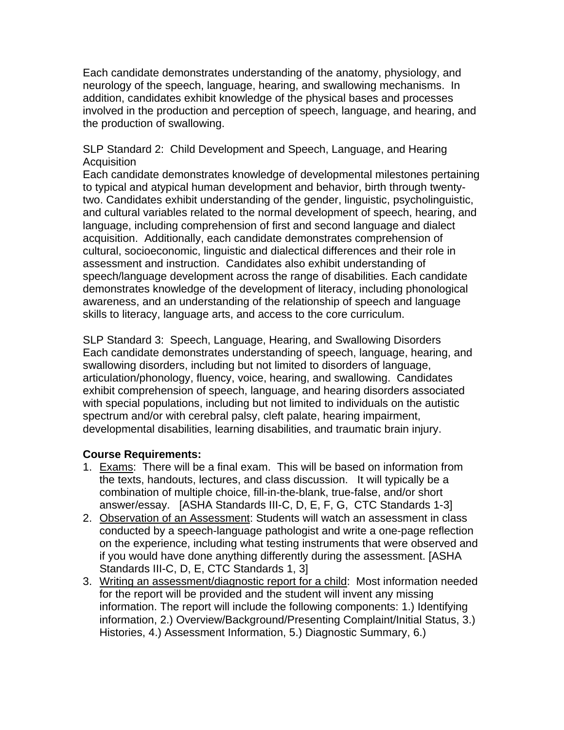Each candidate demonstrates understanding of the anatomy, physiology, and neurology of the speech, language, hearing, and swallowing mechanisms. In addition, candidates exhibit knowledge of the physical bases and processes involved in the production and perception of speech, language, and hearing, and the production of swallowing.

SLP Standard 2: Child Development and Speech, Language, and Hearing Acquisition
Each candidate demonstrates knowledge of developmental milestones pertaining to typical and atypical human development and behavior, birth through twenty-two. Candidates exhibit understanding of the gender, linguistic, psycholinguistic, and cultural variables related to the normal development of speech, hearing, and language, including comprehension of first and second language and dialect acquisition. Additionally, each candidate demonstrates comprehension of cultural, socioeconomic, linguistic and dialectical differences and their role in assessment and instruction. Candidates also exhibit understanding of speech/language development across the range of disabilities. Each candidate demonstrates knowledge of the development of literacy, including phonological awareness, and an understanding of the relationship of speech and language skills to literacy, language arts, and access to the core curriculum.

SLP Standard 3: Speech, Language, Hearing, and Swallowing Disorders
Each candidate demonstrates understanding of speech, language, hearing, and swallowing disorders, including but not limited to disorders of language, articulation/phonology, fluency, voice, hearing, and swallowing. Candidates exhibit comprehension of speech, language, and hearing disorders associated with special populations, including but not limited to individuals on the autistic spectrum and/or with cerebral palsy, cleft palate, hearing impairment, developmental disabilities, learning disabilities, and traumatic brain injury.

**Course Requirements:**

1. Exams: There will be a final exam. This will be based on information from the texts, handouts, lectures, and class discussion. It will typically be a combination of multiple choice, fill-in-the-blank, true-false, and/or short answer/essay. [ASHA Standards III-C, D, E, F, G, CTC Standards 1-3]
2. Observation of an Assessment: Students will watch an assessment in class conducted by a speech-language pathologist and write a one-page reflection on the experience, including what testing instruments that were observed and if you would have done anything differently during the assessment. [ASHA Standards III-C, D, E, CTC Standards 1, 3]
3. Writing an assessment/diagnostic report for a child: Most information needed for the report will be provided and the student will invent any missing information. The report will include the following components: 1.) Identifying information, 2.) Overview/Background/Presenting Complaint/Initial Status, 3.) Histories, 4.) Assessment Information, 5.) Diagnostic Summary, 6.)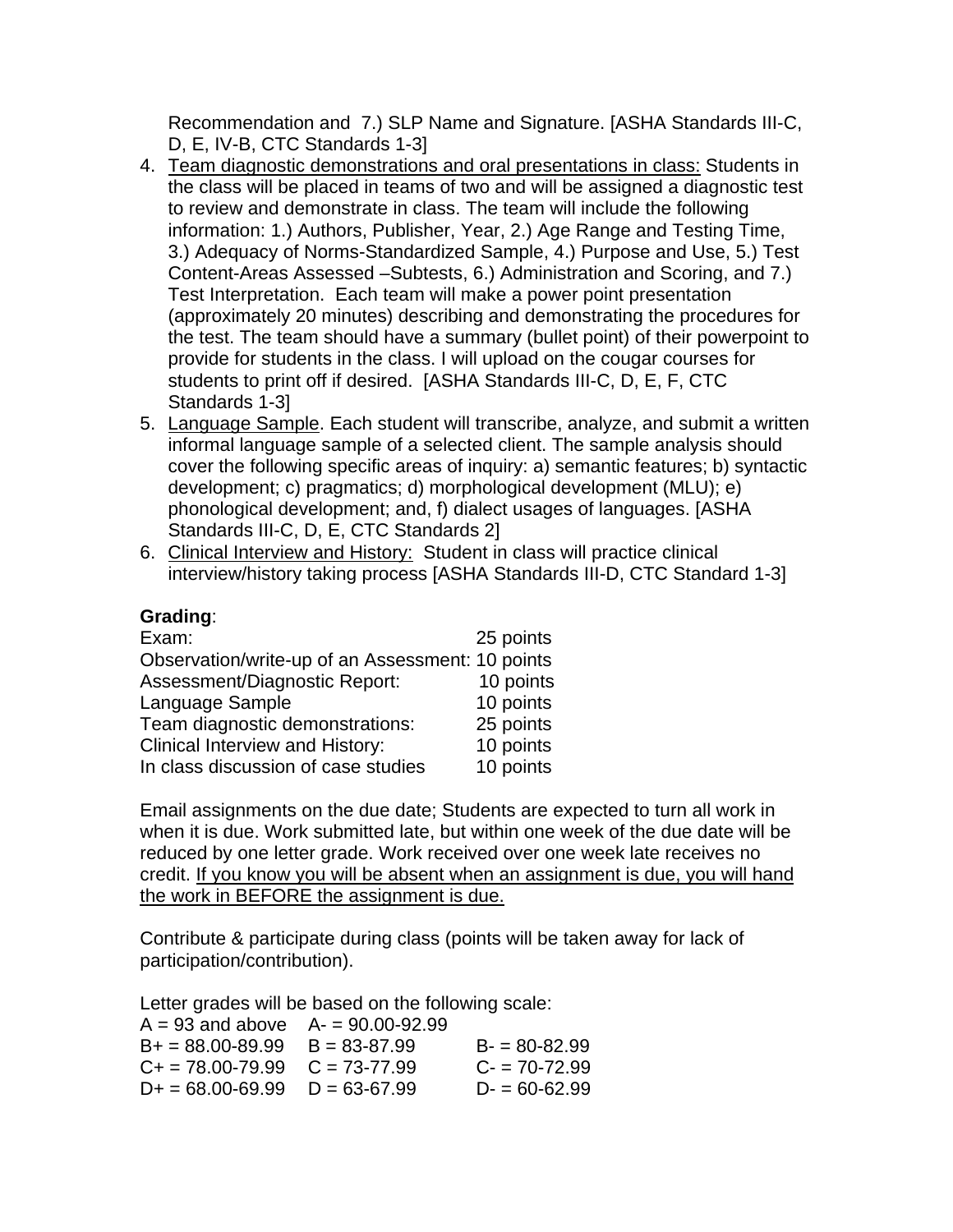Recommendation and 7.) SLP Name and Signature. [ASHA Standards III-C, D, E, IV-B, CTC Standards 1-3]

4. Team diagnostic demonstrations and oral presentations in class: Students in the class will be placed in teams of two and will be assigned a diagnostic test to review and demonstrate in class. The team will include the following information: 1.) Authors, Publisher, Year, 2.) Age Range and Testing Time, 3.) Adequacy of Norms-Standardized Sample, 4.) Purpose and Use, 5.) Test Content-Areas Assessed –Subtests, 6.) Administration and Scoring, and 7.) Test Interpretation. Each team will make a power point presentation (approximately 20 minutes) describing and demonstrating the procedures for the test. The team should have a summary (bullet point) of their powerpoint to provide for students in the class. I will upload on the cougar courses for students to print off if desired. [ASHA Standards III-C, D, E, F, CTC Standards 1-3]
5. Language Sample. Each student will transcribe, analyze, and submit a written informal language sample of a selected client. The sample analysis should cover the following specific areas of inquiry: a) semantic features; b) syntactic development; c) pragmatics; d) morphological development (MLU); e) phonological development; and, f) dialect usages of languages. [ASHA Standards III-C, D, E, CTC Standards 2]
6. Clinical Interview and History: Student in class will practice clinical interview/history taking process [ASHA Standards III-D, CTC Standard 1-3]

**Grading**:

| | |
|---|---|
| Exam: | 25 points |
| Observation/write-up of an Assessment: | 10 points |
| Assessment/Diagnostic Report: | 10 points |
| Language Sample | 10 points |
| Team diagnostic demonstrations: | 25 points |
| Clinical Interview and History: | 10 points |
| In class discussion of case studies | 10 points |

Email assignments on the due date; Students are expected to turn all work in when it is due. Work submitted late, but within one week of the due date will be reduced by one letter grade. Work received over one week late receives no credit. If you know you will be absent when an assignment is due, you will hand the work in BEFORE the assignment is due.

Contribute & participate during class (points will be taken away for lack of participation/contribution).

Letter grades will be based on the following scale:

| | | |
|---|---|---|
| A = 93 and above | A- = 90.00-92.99 | |
| B+ = 88.00-89.99 | B = 83-87.99 | B- = 80-82.99 |
| C+ = 78.00-79.99 | C = 73-77.99 | C- = 70-72.99 |
| D+ = 68.00-69.99 | D = 63-67.99 | D- = 60-62.99 |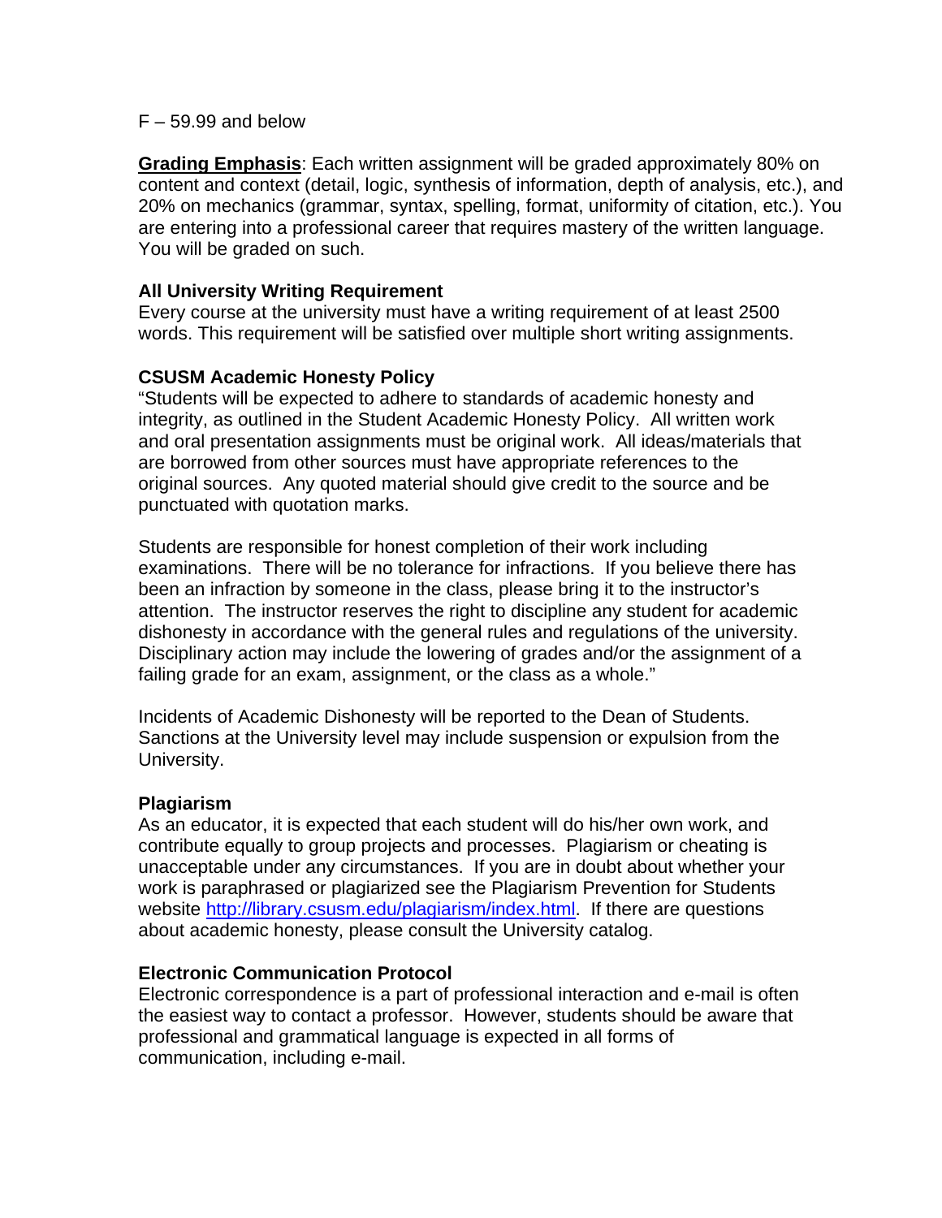F – 59.99 and below

**Grading Emphasis**: Each written assignment will be graded approximately 80% on content and context (detail, logic, synthesis of information, depth of analysis, etc.), and 20% on mechanics (grammar, syntax, spelling, format, uniformity of citation, etc.). You are entering into a professional career that requires mastery of the written language. You will be graded on such.

**All University Writing Requirement**

Every course at the university must have a writing requirement of at least 2500 words. This requirement will be satisfied over multiple short writing assignments.

**CSUSM Academic Honesty Policy**

"Students will be expected to adhere to standards of academic honesty and integrity, as outlined in the Student Academic Honesty Policy. All written work and oral presentation assignments must be original work. All ideas/materials that are borrowed from other sources must have appropriate references to the original sources. Any quoted material should give credit to the source and be punctuated with quotation marks.

Students are responsible for honest completion of their work including examinations. There will be no tolerance for infractions. If you believe there has been an infraction by someone in the class, please bring it to the instructor's attention. The instructor reserves the right to discipline any student for academic dishonesty in accordance with the general rules and regulations of the university. Disciplinary action may include the lowering of grades and/or the assignment of a failing grade for an exam, assignment, or the class as a whole."

Incidents of Academic Dishonesty will be reported to the Dean of Students. Sanctions at the University level may include suspension or expulsion from the University.

**Plagiarism**

As an educator, it is expected that each student will do his/her own work, and contribute equally to group projects and processes. Plagiarism or cheating is unacceptable under any circumstances. If you are in doubt about whether your work is paraphrased or plagiarized see the Plagiarism Prevention for Students website http://library.csusm.edu/plagiarism/index.html. If there are questions about academic honesty, please consult the University catalog.

**Electronic Communication Protocol**

Electronic correspondence is a part of professional interaction and e-mail is often the easiest way to contact a professor. However, students should be aware that professional and grammatical language is expected in all forms of communication, including e-mail.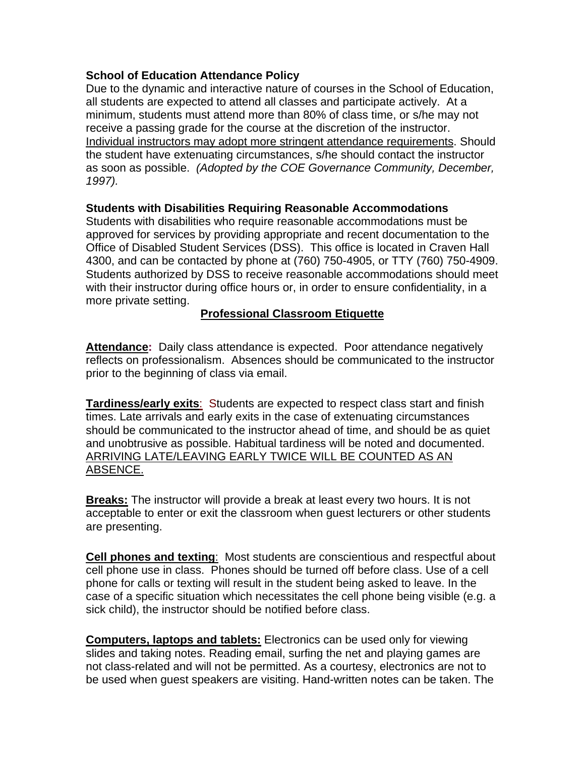**School of Education Attendance Policy**

Due to the dynamic and interactive nature of courses in the School of Education, all students are expected to attend all classes and participate actively. At a minimum, students must attend more than 80% of class time, or s/he may not receive a passing grade for the course at the discretion of the instructor. <u>Individual instructors may adopt more stringent attendance requirements</u>. Should the student have extenuating circumstances, s/he should contact the instructor as soon as possible. *(Adopted by the COE Governance Community, December, 1997).*

**Students with Disabilities Requiring Reasonable Accommodations**

Students with disabilities who require reasonable accommodations must be approved for services by providing appropriate and recent documentation to the Office of Disabled Student Services (DSS). This office is located in Craven Hall 4300, and can be contacted by phone at (760) 750-4905, or TTY (760) 750-4909. Students authorized by DSS to receive reasonable accommodations should meet with their instructor during office hours or, in order to ensure confidentiality, in a more private setting.

## <u>Professional Classroom Etiquette</u>

**<u>Attendance</u>:** Daily class attendance is expected. Poor attendance negatively reflects on professionalism. Absences should be communicated to the instructor prior to the beginning of class via email.

**<u>Tardiness/early exits</u>**: Students are expected to respect class start and finish times. Late arrivals and early exits in the case of extenuating circumstances should be communicated to the instructor ahead of time, and should be as quiet and unobtrusive as possible. Habitual tardiness will be noted and documented. <u>ARRIVING LATE/LEAVING EARLY TWICE WILL BE COUNTED AS AN ABSENCE.</u>

**<u>Breaks:</u>** The instructor will provide a break at least every two hours. It is not acceptable to enter or exit the classroom when guest lecturers or other students are presenting.

**<u>Cell phones and texting</u>**: Most students are conscientious and respectful about cell phone use in class. Phones should be turned off before class. Use of a cell phone for calls or texting will result in the student being asked to leave. In the case of a specific situation which necessitates the cell phone being visible (e.g. a sick child), the instructor should be notified before class.

**<u>Computers, laptops and tablets:</u>** Electronics can be used only for viewing slides and taking notes. Reading email, surfing the net and playing games are not class-related and will not be permitted. As a courtesy, electronics are not to be used when guest speakers are visiting. Hand-written notes can be taken. The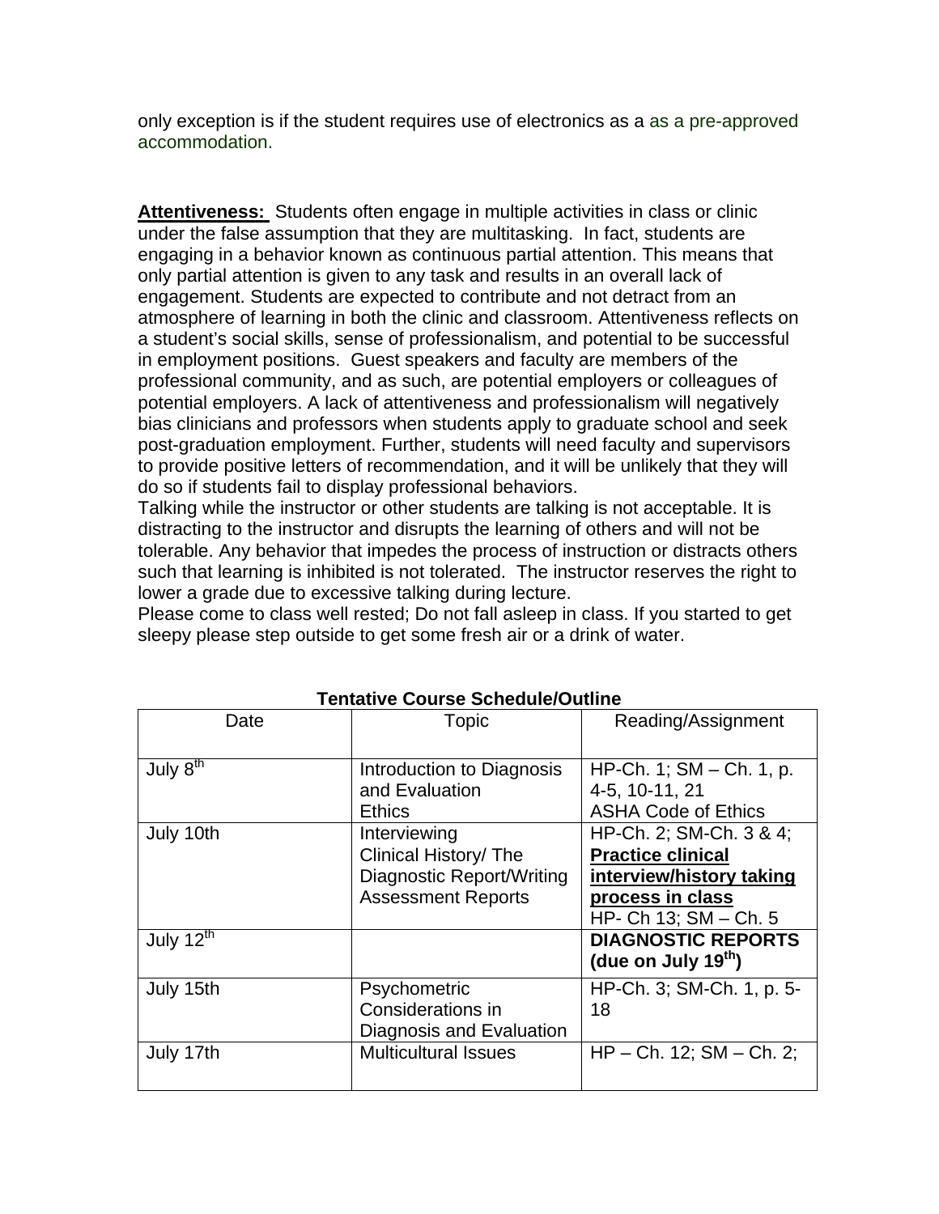only exception is if the student requires use of electronics as a as a pre-approved accommodation.

**Attentiveness:** Students often engage in multiple activities in class or clinic under the false assumption that they are multitasking. In fact, students are engaging in a behavior known as continuous partial attention. This means that only partial attention is given to any task and results in an overall lack of engagement. Students are expected to contribute and not detract from an atmosphere of learning in both the clinic and classroom. Attentiveness reflects on a student's social skills, sense of professionalism, and potential to be successful in employment positions. Guest speakers and faculty are members of the professional community, and as such, are potential employers or colleagues of potential employers. A lack of attentiveness and professionalism will negatively bias clinicians and professors when students apply to graduate school and seek post-graduation employment. Further, students will need faculty and supervisors to provide positive letters of recommendation, and it will be unlikely that they will do so if students fail to display professional behaviors.

Talking while the instructor or other students are talking is not acceptable. It is distracting to the instructor and disrupts the learning of others and will not be tolerable. Any behavior that impedes the process of instruction or distracts others such that learning is inhibited is not tolerated. The instructor reserves the right to lower a grade due to excessive talking during lecture.

Please come to class well rested; Do not fall asleep in class. If you started to get sleepy please step outside to get some fresh air or a drink of water.

**Tentative Course Schedule/Outline**

| Date | Topic | Reading/Assignment |
|---|---|---|
| July 8th | Introduction to Diagnosis and Evaluation<br>Ethics | HP-Ch. 1; SM – Ch. 1, p. 4-5, 10-11, 21<br>ASHA Code of Ethics |
| July 10th | Interviewing<br>Clinical History/ The Diagnostic Report/Writing Assessment Reports | HP-Ch. 2; SM-Ch. 3 & 4; **Practice clinical interview/history taking process in class**<br>HP- Ch 13; SM – Ch. 5 |
| July 12th | | **DIAGNOSTIC REPORTS (due on July 19th)** |
| July 15th | Psychometric Considerations in Diagnosis and Evaluation | HP-Ch. 3; SM-Ch. 1, p. 5-18 |
| July 17th | Multicultural Issues | HP – Ch. 12; SM – Ch. 2; |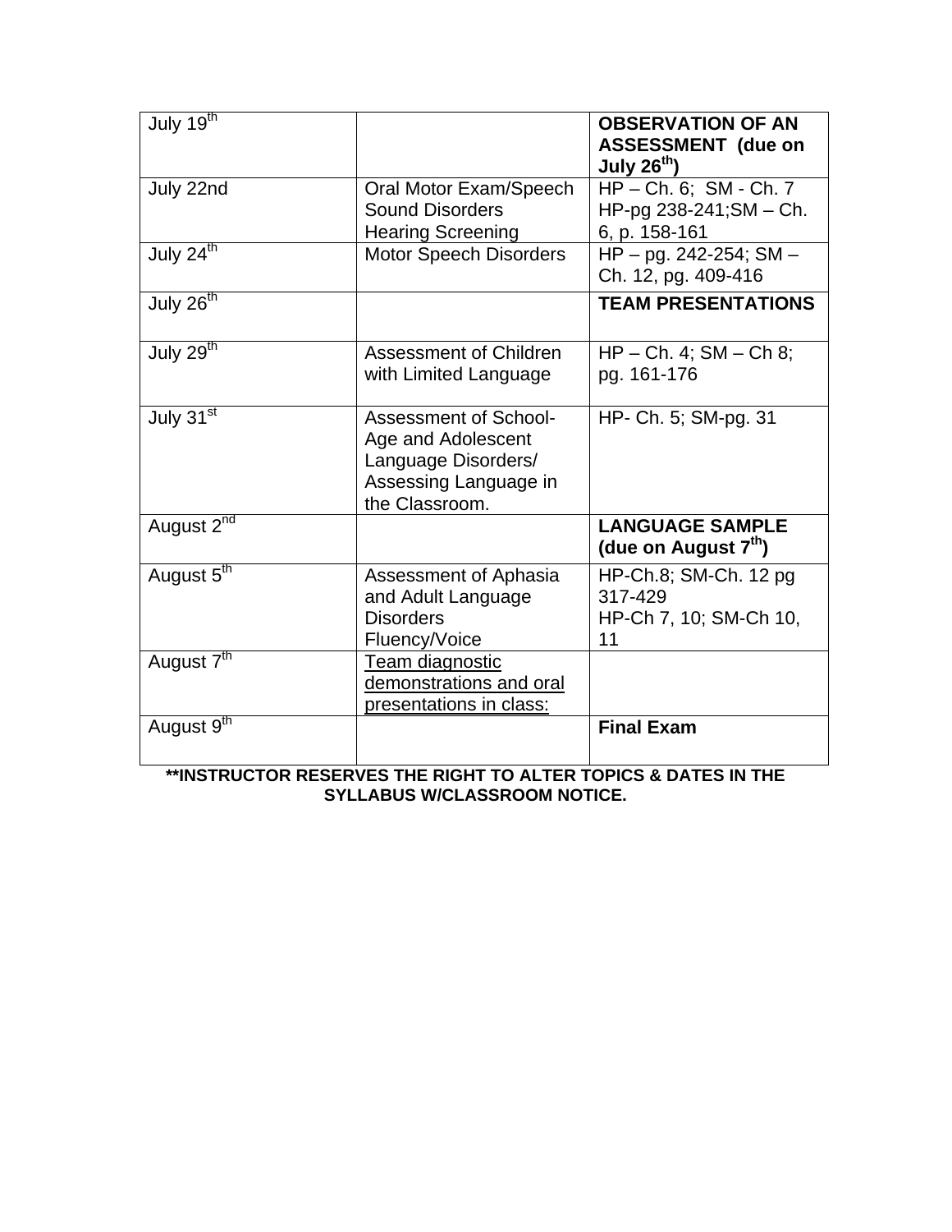| | | |
|---|---|---|
| July 19th | | **OBSERVATION OF AN ASSESSMENT (due on July 26th)** |
| July 22nd | Oral Motor Exam/Speech Sound Disorders<br>Hearing Screening | HP – Ch. 6; SM - Ch. 7<br>HP-pg 238-241;SM – Ch. 6, p. 158-161 |
| July 24th | Motor Speech Disorders | HP – pg. 242-254; SM – Ch. 12, pg. 409-416 |
| July 26th | | **TEAM PRESENTATIONS** |
| July 29th | Assessment of Children with Limited Language | HP – Ch. 4; SM – Ch 8; pg. 161-176 |
| July 31st | Assessment of School-Age and Adolescent Language Disorders/ Assessing Language in the Classroom. | HP- Ch. 5; SM-pg. 31 |
| August 2nd | | **LANGUAGE SAMPLE (due on August 7th)** |
| August 5th | Assessment of Aphasia and Adult Language Disorders<br>Fluency/Voice | HP-Ch.8; SM-Ch. 12 pg 317-429<br>HP-Ch 7, 10; SM-Ch 10, 11 |
| August 7th | Team diagnostic demonstrations and oral presentations in class: | |
| August 9th | | **Final Exam** |

****INSTRUCTOR RESERVES THE RIGHT TO ALTER TOPICS & DATES IN THE SYLLABUS W/CLASSROOM NOTICE.**